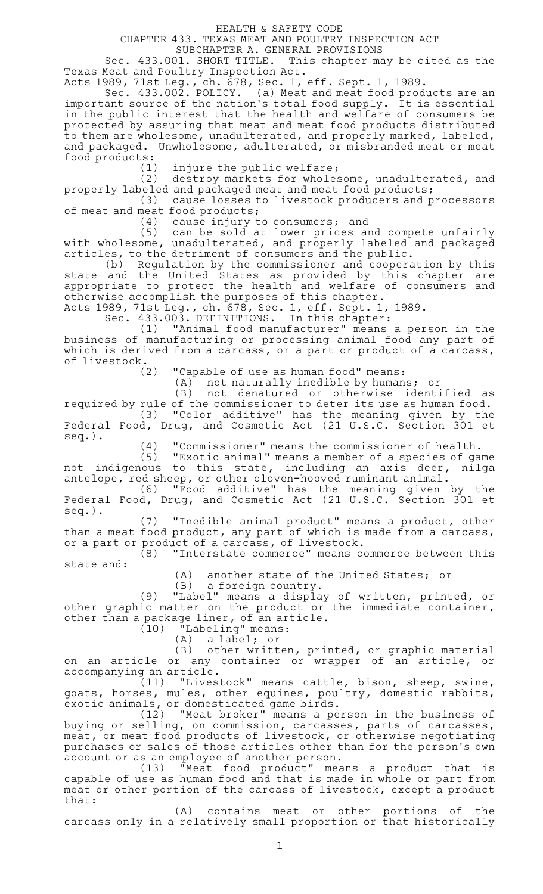# HEALTH & SAFETY CODE

## CHAPTER 433. TEXAS MEAT AND POULTRY INSPECTION ACT

### SUBCHAPTER A. GENERAL PROVISIONS

Sec. 433.001. SHORT TITLE. This chapter may be cited as the Texas Meat and Poultry Inspection Act.

Acts 1989, 71st Leg., ch. 678, Sec. 1, eff. Sept. 1, 1989.

Sec. 433.002. POLICY. (a) Meat and meat food products are an important source of the nation's total food supply. It is essential in the public interest that the health and welfare of consumers be protected by assuring that meat and meat food products distributed to them are wholesome, unadulterated, and properly marked, labeled, and packaged. Unwholesome, adulterated, or misbranded meat or meat food products:

(1) injure the public welfare;

(2) destroy markets for wholesome, unadulterated, and properly labeled and packaged meat and meat food products;

(3) cause losses to livestock producers and processors of meat and meat food products;

(4) cause injury to consumers; and

(5) can be sold at lower prices and compete unfairly with wholesome, unadulterated, and properly labeled and packaged articles, to the detriment of consumers and the public.

(b) Regulation by the commissioner and cooperation by this state and the United States as provided by this chapter are appropriate to protect the health and welfare of consumers and otherwise accomplish the purposes of this chapter.

Acts 1989, 71st Leg., ch. 678, Sec. 1, eff. Sept. 1, 1989.

Sec. 433.003. DEFINITIONS. In this chapter:

(1) "Animal food manufacturer" means a person in the business of manufacturing or processing animal food any part of which is derived from a carcass, or a part or product of a carcass, of livestock.

(2) "Capable of use as human food" means:

(A) not naturally inedible by humans; or

(B) not denatured or otherwise identified as required by rule of the commissioner to deter its use as human food.

(3) "Color additive" has the meaning given by the Federal Food, Drug, and Cosmetic Act (21 U.S.C. Section 301 et seq.).

(4) "Commissioner" means the commissioner of health.

(5) "Exotic animal" means a member of a species of game not indigenous to this state, including an axis deer, nilga antelope, red sheep, or other cloven-hooved ruminant animal.

(6) "Food additive" has the meaning given by the Federal Food, Drug, and Cosmetic Act (21 U.S.C. Section 301 et seq.).

(7) "Inedible animal product" means a product, other than a meat food product, any part of which is made from a carcass, or a part or product of a carcass, of livestock.

(8) "Interstate commerce" means commerce between this state and:

(A) another state of the United States; or

(B) a foreign country.

(9) "Label" means a display of written, printed, or other graphic matter on the product or the immediate container, other than a package liner, of an article.

(10) "Labeling" means:

(A) a label; or

(B) other written, printed, or graphic material on an article or any container or wrapper of an article, or accompanying an article.

(11) "Livestock" means cattle, bison, sheep, swine, goats, horses, mules, other equines, poultry, domestic rabbits, exotic animals, or domesticated game birds.

(12) "Meat broker" means a person in the business of buying or selling, on commission, carcasses, parts of carcasses, meat, or meat food products of livestock, or otherwise negotiating purchases or sales of those articles other than for the person's own account or as an employee of another person.

(13) "Meat food product" means a product that is capable of use as human food and that is made in whole or part from meat or other portion of the carcass of livestock, except a product that:

(A) contains meat or other portions of the carcass only in a relatively small proportion or that historically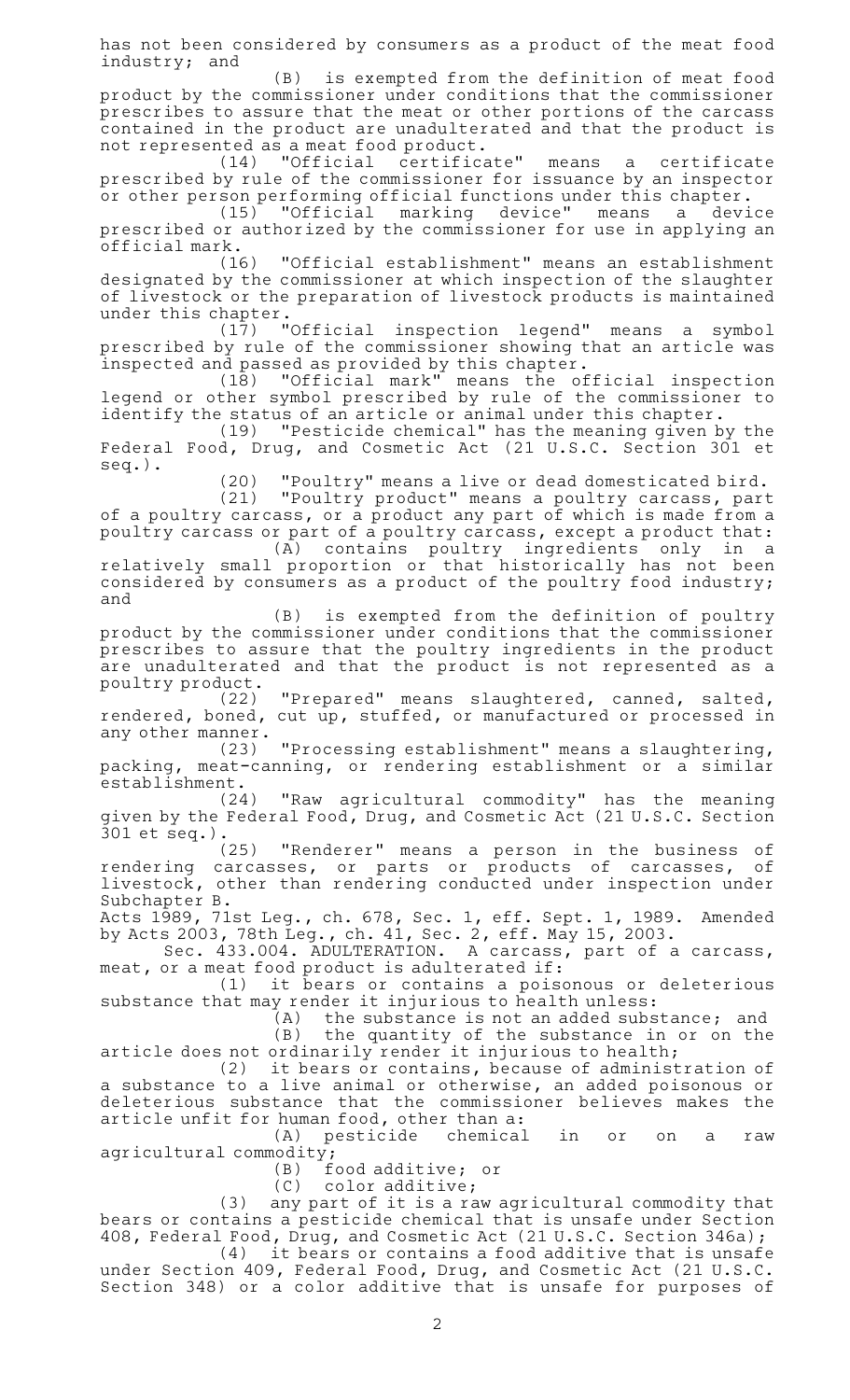has not been considered by consumers as a product of the meat food industry; and

(B) is exempted from the definition of meat food product by the commissioner under conditions that the commissioner prescribes to assure that the meat or other portions of the carcass contained in the product are unadulterated and that the product is not represented as a meat food product.

(14) "Official certificate" means a certificate prescribed by rule of the commissioner for issuance by an inspector or other person performing official functions under this chapter.

(15) "Official marking device" means a device prescribed or authorized by the commissioner for use in applying an official mark.

(16) "Official establishment" means an establishment designated by the commissioner at which inspection of the slaughter of livestock or the preparation of livestock products is maintained under this chapter.

(17) "Official inspection legend" means a symbol prescribed by rule of the commissioner showing that an article was inspected and passed as provided by this chapter.

(18) "Official mark" means the official inspection legend or other symbol prescribed by rule of the commissioner to identify the status of an article or animal under this chapter.

(19) "Pesticide chemical" has the meaning given by the Federal Food, Drug, and Cosmetic Act (21 U.S.C. Section 301 et seq.).

(20) "Poultry" means a live or dead domesticated bird.

(21) "Poultry product" means a poultry carcass, part of a poultry carcass, or a product any part of which is made from a poultry carcass or part of a poultry carcass, except a product that:

(A) contains poultry ingredients only in a relatively small proportion or that historically has not been considered by consumers as a product of the poultry food industry; and

(B) is exempted from the definition of poultry product by the commissioner under conditions that the commissioner prescribes to assure that the poultry ingredients in the product are unadulterated and that the product is not represented as a poultry product.

(22) "Prepared" means slaughtered, canned, salted, rendered, boned, cut up, stuffed, or manufactured or processed in any other manner.

(23) "Processing establishment" means a slaughtering, packing, meat-canning, or rendering establishment or a similar establishment.

(24) "Raw agricultural commodity" has the meaning given by the Federal Food, Drug, and Cosmetic Act (21 U.S.C. Section 301 et seq.).

(25) "Renderer" means a person in the business of rendering carcasses, or parts or products of carcasses, of livestock, other than rendering conducted under inspection under Subchapter B.

Acts 1989, 71st Leg., ch. 678, Sec. 1, eff. Sept. 1, 1989. Amended by Acts 2003, 78th Leg., ch. 41, Sec. 2, eff. May 15, 2003.

Sec. 433.004. ADULTERATION. A carcass, part of a carcass, meat, or a meat food product is adulterated if:

(1) it bears or contains a poisonous or deleterious substance that may render it injurious to health unless:

(A) the substance is not an added substance; and

(B) the quantity of the substance in or on the article does not ordinarily render it injurious to health;

(2) it bears or contains, because of administration of a substance to a live animal or otherwise, an added poisonous or deleterious substance that the commissioner believes makes the article unfit for human food, other than a:

(A) pesticide chemical in or on a raw agricultural commodity;

(B) food additive; or

(C) color additive;

(3) any part of it is a raw agricultural commodity that bears or contains a pesticide chemical that is unsafe under Section 408, Federal Food, Drug, and Cosmetic Act (21 U.S.C. Section 346a);

(4) it bears or contains a food additive that is unsafe under Section 409, Federal Food, Drug, and Cosmetic Act (21 U.S.C. Section 348) or a color additive that is unsafe for purposes of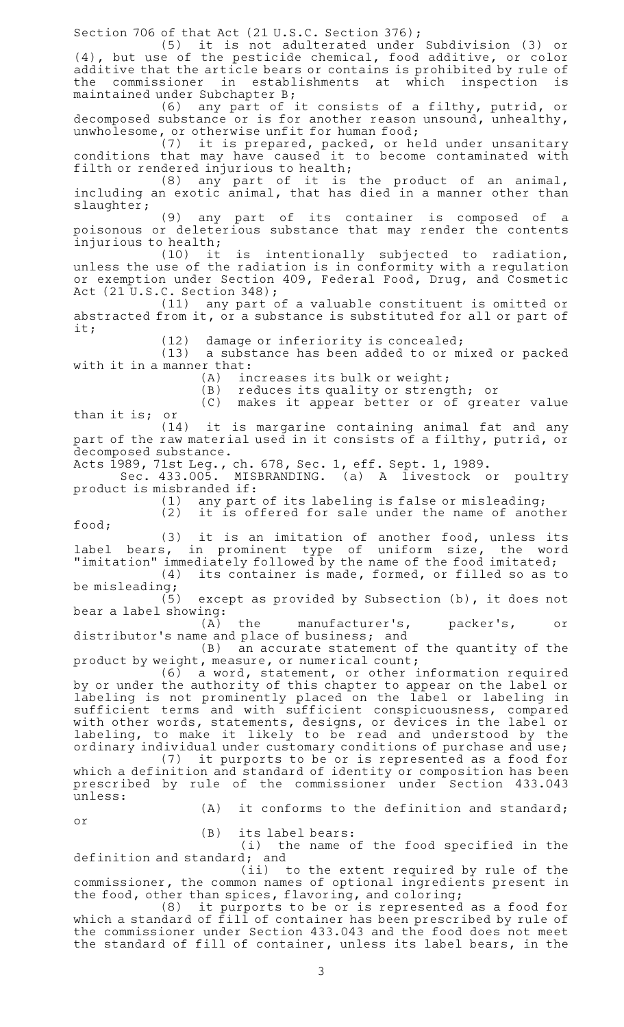Section 706 of that Act (21 U.S.C. Section 376);

(5) it is not adulterated under Subdivision (3) or (4), but use of the pesticide chemical, food additive, or color additive that the article bears or contains is prohibited by rule of the commissioner in establishments at which inspection is maintained under Subchapter B;

(6) any part of it consists of a filthy, putrid, or decomposed substance or is for another reason unsound, unhealthy, unwholesome, or otherwise unfit for human food;

(7) it is prepared, packed, or held under unsanitary conditions that may have caused it to become contaminated with filth or rendered injurious to health;

(8) any part of it is the product of an animal, including an exotic animal, that has died in a manner other than slaughter;

(9) any part of its container is composed of a poisonous or deleterious substance that may render the contents injurious to health;

(10) it is intentionally subjected to radiation, unless the use of the radiation is in conformity with a regulation or exemption under Section 409, Federal Food, Drug, and Cosmetic Act (21 U.S.C. Section 348);

(11) any part of a valuable constituent is omitted or abstracted from it, or a substance is substituted for all or part of it;

(12) damage or inferiority is concealed;

(13) a substance has been added to or mixed or packed with it in a manner that:

(A) increases its bulk or weight;

(B) reduces its quality or strength; or

(C) makes it appear better or of greater value than it is; or

(14) it is margarine containing animal fat and any part of the raw material used in it consists of a filthy, putrid, or decomposed substance.

Acts 1989, 71st Leg., ch. 678, Sec. 1, eff. Sept. 1, 1989.

Sec. 433.005. MISBRANDING. (a) A livestock or poultry product is misbranded if:

(1) any part of its labeling is false or misleading;

(2) it is offered for sale under the name of another food;

(3) it is an imitation of another food, unless its label bears, in prominent type of uniform size, the word "imitation" immediately followed by the name of the food imitated;

(4) its container is made, formed, or filled so as to be misleading;

(5) except as provided by Subsection (b), it does not bear a label showing:

(A) the manufacturer's, packer's, or distributor's name and place of business; and

(B) an accurate statement of the quantity of the product by weight, measure, or numerical count;

(6) a word, statement, or other information required by or under the authority of this chapter to appear on the label or labeling is not prominently placed on the label or labeling in sufficient terms and with sufficient conspicuousness, compared with other words, statements, designs, or devices in the label or labeling, to make it likely to be read and understood by the ordinary individual under customary conditions of purchase and use;

(7) it purports to be or is represented as a food for which a definition and standard of identity or composition has been prescribed by rule of the commissioner under Section 433.043 unless:

(A) it conforms to the definition and standard; or

(B) its label bears:

(i) the name of the food specified in the definition and standard; and

(ii) to the extent required by rule of the commissioner, the common names of optional ingredients present in the food, other than spices, flavoring, and coloring;

(8) it purports to be or is represented as a food for which a standard of fill of container has been prescribed by rule of the commissioner under Section 433.043 and the food does not meet the standard of fill of container, unless its label bears, in the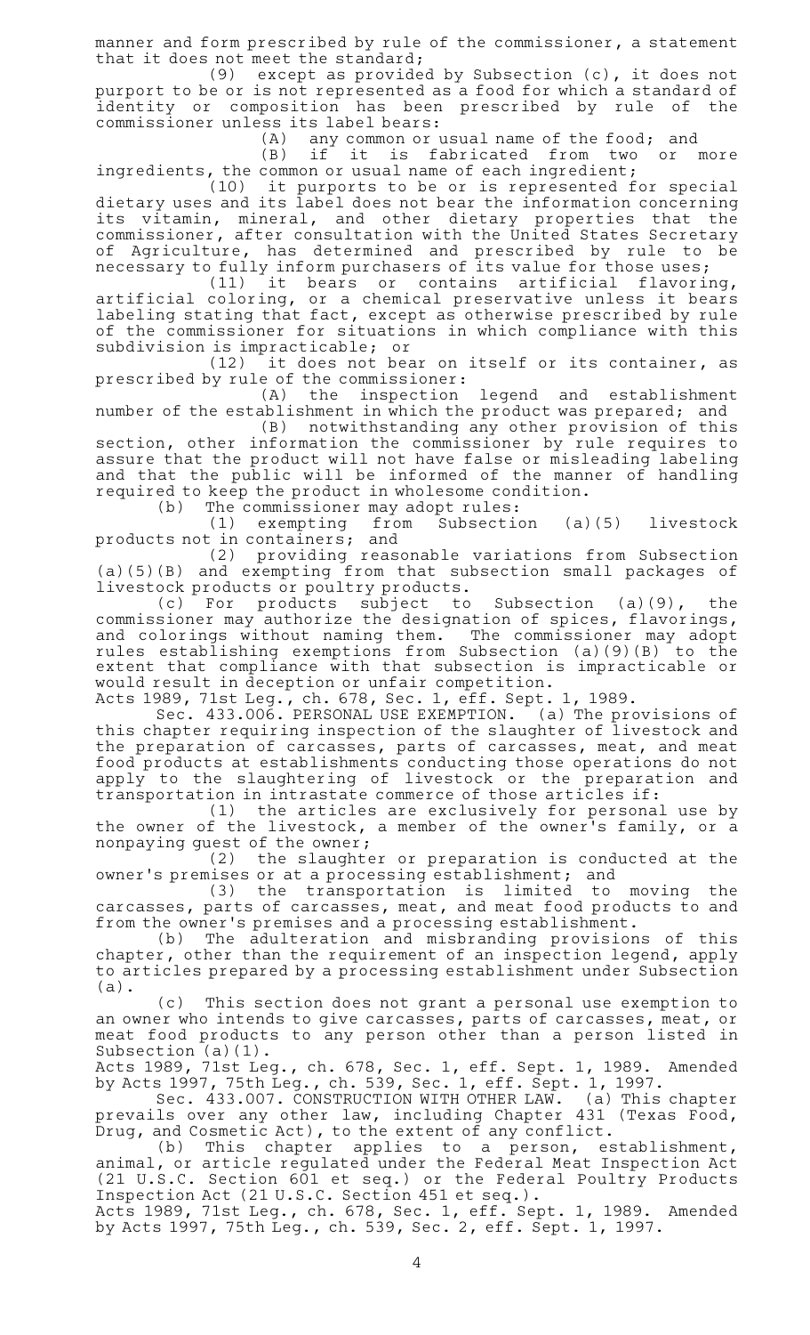manner and form prescribed by rule of the commissioner, a statement that it does not meet the standard;

(9) except as provided by Subsection (c), it does not purport to be or is not represented as a food for which a standard of identity or composition has been prescribed by rule of the commissioner unless its label bears:

(A) any common or usual name of the food; and

(B) if it is fabricated from two or more ingredients, the common or usual name of each ingredient;

(10) it purports to be or is represented for special dietary uses and its label does not bear the information concerning its vitamin, mineral, and other dietary properties that the commissioner, after consultation with the United States Secretary of Agriculture, has determined and prescribed by rule to be necessary to fully inform purchasers of its value for those uses;

(11) it bears or contains artificial flavoring, artificial coloring, or a chemical preservative unless it bears labeling stating that fact, except as otherwise prescribed by rule of the commissioner for situations in which compliance with this subdivision is impracticable; or

(12) it does not bear on itself or its container, as prescribed by rule of the commissioner:

(A) the inspection legend and establishment number of the establishment in which the product was prepared; and

(B) notwithstanding any other provision of this section, other information the commissioner by rule requires to assure that the product will not have false or misleading labeling and that the public will be informed of the manner of handling required to keep the product in wholesome condition.

(b) The commissioner may adopt rules:

(1) exempting from Subsection (a)(5) livestock products not in containers; and

(2) providing reasonable variations from Subsection (a)(5)(B) and exempting from that subsection small packages of livestock products or poultry products.

(c) For products subject to Subsection (a)(9), the commissioner may authorize the designation of spices, flavorings, and colorings without naming them. The commissioner may adopt rules establishing exemptions from Subsection (a)(9)(B) to the extent that compliance with that subsection is impracticable or would result in deception or unfair competition.

Acts 1989, 71st Leg., ch. 678, Sec. 1, eff. Sept. 1, 1989.

Sec. 433.006. PERSONAL USE EXEMPTION. (a) The provisions of this chapter requiring inspection of the slaughter of livestock and the preparation of carcasses, parts of carcasses, meat, and meat food products at establishments conducting those operations do not apply to the slaughtering of livestock or the preparation and transportation in intrastate commerce of those articles if:

(1) the articles are exclusively for personal use by the owner of the livestock, a member of the owner's family, or a nonpaying guest of the owner;

(2) the slaughter or preparation is conducted at the owner's premises or at a processing establishment; and

(3) the transportation is limited to moving the carcasses, parts of carcasses, meat, and meat food products to and from the owner's premises and a processing establishment.

(b) The adulteration and misbranding provisions of this chapter, other than the requirement of an inspection legend, apply to articles prepared by a processing establishment under Subsection (a).

(c) This section does not grant a personal use exemption to an owner who intends to give carcasses, parts of carcasses, meat, or meat food products to any person other than a person listed in Subsection (a)(1).

Acts 1989, 71st Leg., ch. 678, Sec. 1, eff. Sept. 1, 1989. Amended by Acts 1997, 75th Leg., ch. 539, Sec. 1, eff. Sept. 1, 1997.

Sec. 433.007. CONSTRUCTION WITH OTHER LAW. (a) This chapter prevails over any other law, including Chapter 431 (Texas Food, Drug, and Cosmetic Act), to the extent of any conflict.

(b) This chapter applies to a person, establishment, animal, or article regulated under the Federal Meat Inspection Act (21 U.S.C. Section 601 et seq.) or the Federal Poultry Products Inspection Act (21 U.S.C. Section 451 et seq.).

Acts 1989, 71st Leg., ch. 678, Sec. 1, eff. Sept. 1, 1989. Amended by Acts 1997, 75th Leg., ch. 539, Sec. 2, eff. Sept. 1, 1997.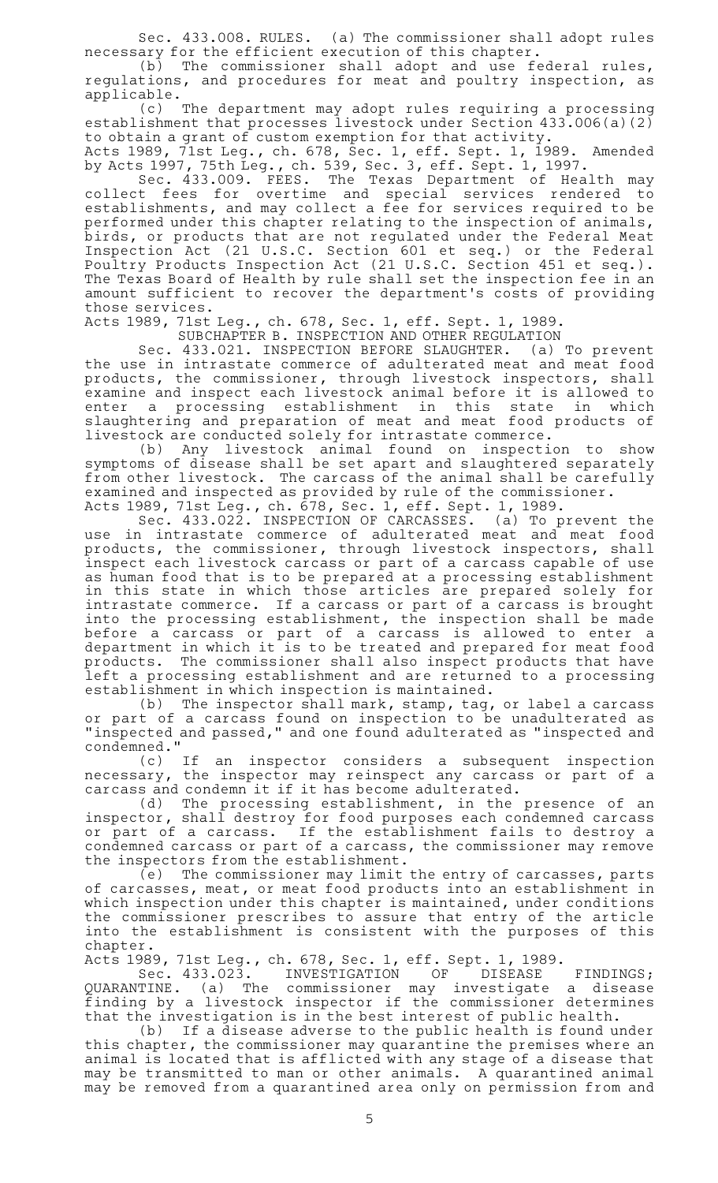Sec. 433.008. RULES. (a) The commissioner shall adopt rules necessary for the efficient execution of this chapter.

(b) The commissioner shall adopt and use federal rules, regulations, and procedures for meat and poultry inspection, as applicable.

(c) The department may adopt rules requiring a processing establishment that processes livestock under Section 433.006(a)(2) to obtain a grant of custom exemption for that activity.

Acts 1989, 71st Leg., ch. 678, Sec. 1, eff. Sept. 1, 1989. Amended by Acts 1997, 75th Leg., ch. 539, Sec. 3, eff. Sept. 1, 1997.

Sec. 433.009. FEES. The Texas Department of Health may collect fees for overtime and special services rendered to establishments, and may collect a fee for services required to be performed under this chapter relating to the inspection of animals, birds, or products that are not regulated under the Federal Meat Inspection Act (21 U.S.C. Section 601 et seq.) or the Federal Poultry Products Inspection Act (21 U.S.C. Section 451 et seq.). The Texas Board of Health by rule shall set the inspection fee in an amount sufficient to recover the department's costs of providing those services.

Acts 1989, 71st Leg., ch. 678, Sec. 1, eff. Sept. 1, 1989.

SUBCHAPTER B. INSPECTION AND OTHER REGULATION

Sec. 433.021. INSPECTION BEFORE SLAUGHTER. (a) To prevent the use in intrastate commerce of adulterated meat and meat food products, the commissioner, through livestock inspectors, shall examine and inspect each livestock animal before it is allowed to enter a processing establishment in this state in which slaughtering and preparation of meat and meat food products of livestock are conducted solely for intrastate commerce.

(b) Any livestock animal found on inspection to show symptoms of disease shall be set apart and slaughtered separately from other livestock. The carcass of the animal shall be carefully examined and inspected as provided by rule of the commissioner.

Acts 1989, 71st Leg., ch. 678, Sec. 1, eff. Sept. 1, 1989.

Sec. 433.022. INSPECTION OF CARCASSES. (a) To prevent the use in intrastate commerce of adulterated meat and meat food products, the commissioner, through livestock inspectors, shall inspect each livestock carcass or part of a carcass capable of use as human food that is to be prepared at a processing establishment in this state in which those articles are prepared solely for intrastate commerce. If a carcass or part of a carcass is brought into the processing establishment, the inspection shall be made before a carcass or part of a carcass is allowed to enter a department in which it is to be treated and prepared for meat food products. The commissioner shall also inspect products that have left a processing establishment and are returned to a processing establishment in which inspection is maintained.

(b) The inspector shall mark, stamp, tag, or label a carcass or part of a carcass found on inspection to be unadulterated as "inspected and passed," and one found adulterated as "inspected and condemned."

(c) If an inspector considers a subsequent inspection necessary, the inspector may reinspect any carcass or part of a carcass and condemn it if it has become adulterated.

(d) The processing establishment, in the presence of an inspector, shall destroy for food purposes each condemned carcass or part of a carcass. If the establishment fails to destroy a condemned carcass or part of a carcass, the commissioner may remove the inspectors from the establishment.

(e) The commissioner may limit the entry of carcasses, parts of carcasses, meat, or meat food products into an establishment in which inspection under this chapter is maintained, under conditions the commissioner prescribes to assure that entry of the article into the establishment is consistent with the purposes of this chapter.

Acts 1989, 71st Leg., ch. 678, Sec. 1, eff. Sept. 1, 1989.

Sec. 433.023. INVESTIGATION OF DISEASE FINDINGS; QUARANTINE. (a) The commissioner may investigate a disease finding by a livestock inspector if the commissioner determines that the investigation is in the best interest of public health.

(b) If a disease adverse to the public health is found under this chapter, the commissioner may quarantine the premises where an animal is located that is afflicted with any stage of a disease that may be transmitted to man or other animals. A quarantined animal may be removed from a quarantined area only on permission from and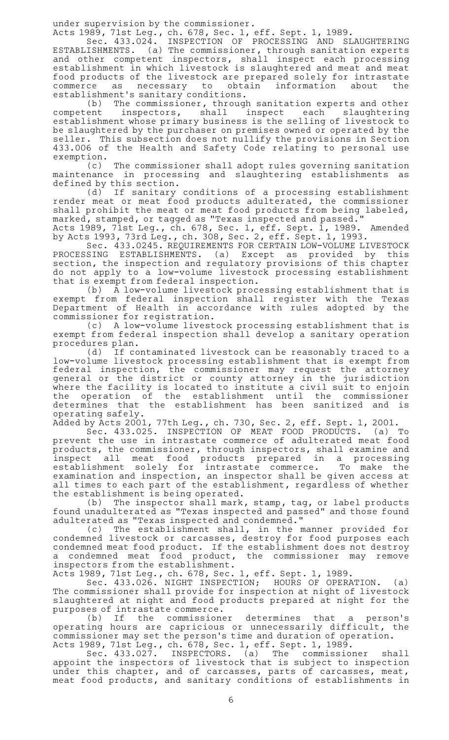under supervision by the commissioner.

Acts 1989, 71st Leg., ch. 678, Sec. 1, eff. Sept. 1, 1989.

Sec. 433.024. INSPECTION OF PROCESSING AND SLAUGHTERING ESTABLISHMENTS. (a) The commissioner, through sanitation experts and other competent inspectors, shall inspect each processing establishment in which livestock is slaughtered and meat and meat food products of the livestock are prepared solely for intrastate commerce as necessary to obtain information about the establishment's sanitary conditions.

(b) The commissioner, through sanitation experts and other competent inspectors, shall inspect each slaughtering establishment whose primary business is the selling of livestock to be slaughtered by the purchaser on premises owned or operated by the seller. This subsection does not nullify the provisions in Section 433.006 of the Health and Safety Code relating to personal use exemption.

(c) The commissioner shall adopt rules governing sanitation maintenance in processing and slaughtering establishments as defined by this section.

(d) If sanitary conditions of a processing establishment render meat or meat food products adulterated, the commissioner shall prohibit the meat or meat food products from being labeled, marked, stamped, or tagged as "Texas inspected and passed."

Acts 1989, 71st Leg., ch. 678, Sec. 1, eff. Sept. 1, 1989. Amended by Acts 1993, 73rd Leg., ch. 308, Sec. 2, eff. Sept. 1, 1993.

Sec. 433.0245. REQUIREMENTS FOR CERTAIN LOW-VOLUME LIVESTOCK PROCESSING ESTABLISHMENTS. (a) Except as provided by this section, the inspection and regulatory provisions of this chapter do not apply to a low-volume livestock processing establishment that is exempt from federal inspection.

(b) A low-volume livestock processing establishment that is exempt from federal inspection shall register with the Texas Department of Health in accordance with rules adopted by the commissioner for registration.

(c) A low-volume livestock processing establishment that is exempt from federal inspection shall develop a sanitary operation procedures plan.

(d) If contaminated livestock can be reasonably traced to a low-volume livestock processing establishment that is exempt from federal inspection, the commissioner may request the attorney general or the district or county attorney in the jurisdiction where the facility is located to institute a civil suit to enjoin the operation of the establishment until the commissioner determines that the establishment has been sanitized and is operating safely.

Added by Acts 2001, 77th Leg., ch. 730, Sec. 2, eff. Sept. 1, 2001.

Sec. 433.025. INSPECTION OF MEAT FOOD PRODUCTS. (a) To prevent the use in intrastate commerce of adulterated meat food products, the commissioner, through inspectors, shall examine and inspect all meat food products prepared in a processing establishment solely for intrastate commerce. To make the examination and inspection, an inspector shall be given access at all times to each part of the establishment, regardless of whether the establishment is being operated.

(b) The inspector shall mark, stamp, tag, or label products found unadulterated as "Texas inspected and passed" and those found adulterated as "Texas inspected and condemned."

(c) The establishment shall, in the manner provided for condemned livestock or carcasses, destroy for food purposes each condemned meat food product. If the establishment does not destroy a condemned meat food product, the commissioner may remove inspectors from the establishment.

Acts 1989, 71st Leg., ch. 678, Sec. 1, eff. Sept. 1, 1989.

Sec. 433.026. NIGHT INSPECTION; HOURS OF OPERATION. (a) The commissioner shall provide for inspection at night of livestock slaughtered at night and food products prepared at night for the purposes of intrastate commerce.

(b) If the commissioner determines that a person's operating hours are capricious or unnecessarily difficult, the commissioner may set the person's time and duration of operation.

Acts 1989, 71st Leg., ch. 678, Sec. 1, eff. Sept. 1, 1989.

Sec. 433.027. INSPECTORS. (a) The commissioner shall appoint the inspectors of livestock that is subject to inspection under this chapter, and of carcasses, parts of carcasses, meat, meat food products, and sanitary conditions of establishments in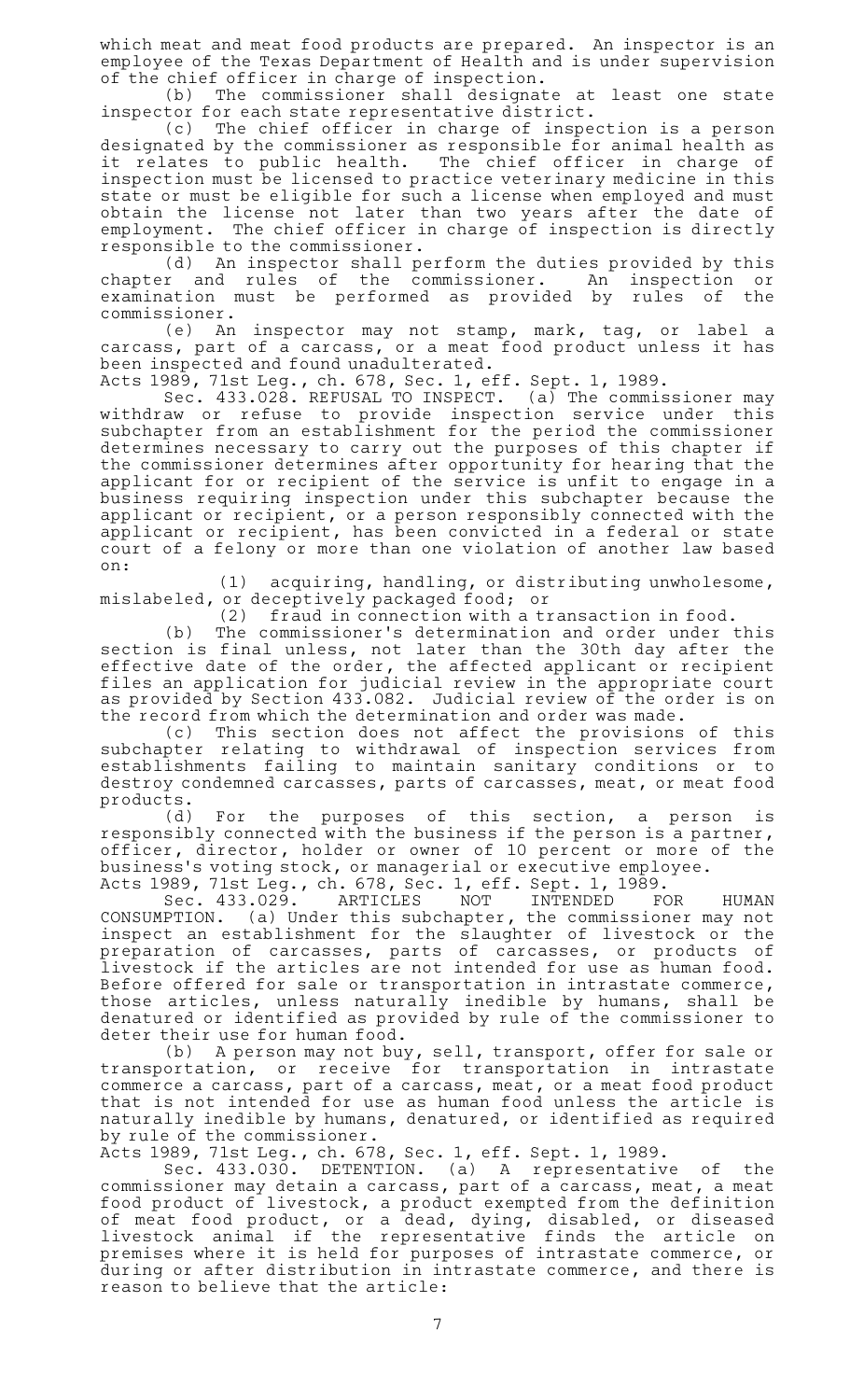which meat and meat food products are prepared. An inspector is an employee of the Texas Department of Health and is under supervision of the chief officer in charge of inspection.

(b) The commissioner shall designate at least one state inspector for each state representative district.

(c) The chief officer in charge of inspection is a person designated by the commissioner as responsible for animal health as it relates to public health. The chief officer in charge of inspection must be licensed to practice veterinary medicine in this state or must be eligible for such a license when employed and must obtain the license not later than two years after the date of employment. The chief officer in charge of inspection is directly responsible to the commissioner.

(d) An inspector shall perform the duties provided by this chapter and rules of the commissioner. An inspection or examination must be performed as provided by rules of the commissioner.

(e) An inspector may not stamp, mark, tag, or label a carcass, part of a carcass, or a meat food product unless it has been inspected and found unadulterated.

Acts 1989, 71st Leg., ch. 678, Sec. 1, eff. Sept. 1, 1989.

Sec. 433.028. REFUSAL TO INSPECT. (a) The commissioner may withdraw or refuse to provide inspection service under this subchapter from an establishment for the period the commissioner determines necessary to carry out the purposes of this chapter if the commissioner determines after opportunity for hearing that the applicant for or recipient of the service is unfit to engage in a business requiring inspection under this subchapter because the applicant or recipient, or a person responsibly connected with the applicant or recipient, has been convicted in a federal or state court of a felony or more than one violation of another law based on:

(1) acquiring, handling, or distributing unwholesome, mislabeled, or deceptively packaged food; or

(2) fraud in connection with a transaction in food.

(b) The commissioner's determination and order under this section is final unless, not later than the 30th day after the effective date of the order, the affected applicant or recipient files an application for judicial review in the appropriate court as provided by Section 433.082. Judicial review of the order is on the record from which the determination and order was made.

(c) This section does not affect the provisions of this subchapter relating to withdrawal of inspection services from establishments failing to maintain sanitary conditions or to destroy condemned carcasses, parts of carcasses, meat, or meat food products.

(d) For the purposes of this section, a person is responsibly connected with the business if the person is a partner, officer, director, holder or owner of 10 percent or more of the business's voting stock, or managerial or executive employee.

Acts 1989, 71st Leg., ch. 678, Sec. 1, eff. Sept. 1, 1989.

Sec. 433.029. ARTICLES NOT INTENDED FOR HUMAN CONSUMPTION. (a) Under this subchapter, the commissioner may not inspect an establishment for the slaughter of livestock or the preparation of carcasses, parts of carcasses, or products of livestock if the articles are not intended for use as human food. Before offered for sale or transportation in intrastate commerce, those articles, unless naturally inedible by humans, shall be denatured or identified as provided by rule of the commissioner to deter their use for human food.

(b) A person may not buy, sell, transport, offer for sale or transportation, or receive for transportation in intrastate commerce a carcass, part of a carcass, meat, or a meat food product that is not intended for use as human food unless the article is naturally inedible by humans, denatured, or identified as required by rule of the commissioner.

Acts 1989, 71st Leg., ch. 678, Sec. 1, eff. Sept. 1, 1989.

Sec. 433.030. DETENTION. (a) A representative of the commissioner may detain a carcass, part of a carcass, meat, a meat food product of livestock, a product exempted from the definition of meat food product, or a dead, dying, disabled, or diseased livestock animal if the representative finds the article on premises where it is held for purposes of intrastate commerce, or during or after distribution in intrastate commerce, and there is reason to believe that the article: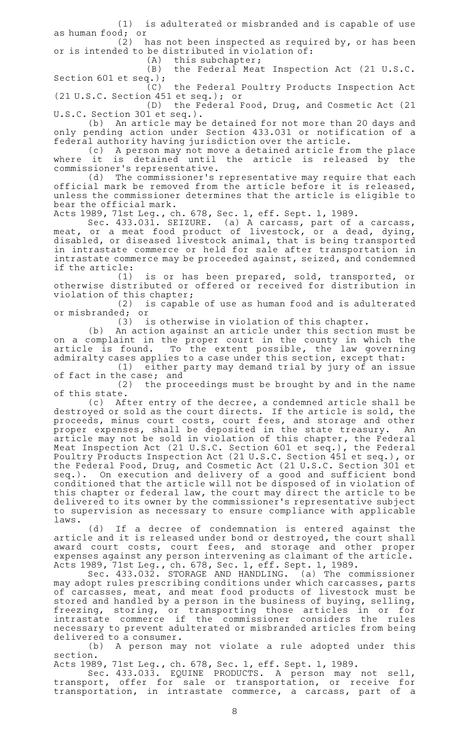(1) is adulterated or misbranded and is capable of use as human food; or

(2) has not been inspected as required by, or has been or is intended to be distributed in violation of:

(A) this subchapter;

(B) the Federal Meat Inspection Act (21 U.S.C. Section 601 et seq.);

(C) the Federal Poultry Products Inspection Act (21 U.S.C. Section 451 et seq.); or

(D) the Federal Food, Drug, and Cosmetic Act (21 U.S.C. Section 301 et seq.).

(b) An article may be detained for not more than 20 days and only pending action under Section 433.031 or notification of a federal authority having jurisdiction over the article.

(c) A person may not move a detained article from the place where it is detained until the article is released by the commissioner's representative.

(d) The commissioner's representative may require that each official mark be removed from the article before it is released, unless the commissioner determines that the article is eligible to bear the official mark.

Acts 1989, 71st Leg., ch. 678, Sec. 1, eff. Sept. 1, 1989.

Sec. 433.031. SEIZURE. (a) A carcass, part of a carcass, meat, or a meat food product of livestock, or a dead, dying, disabled, or diseased livestock animal, that is being transported in intrastate commerce or held for sale after transportation in intrastate commerce may be proceeded against, seized, and condemned if the article:

(1) is or has been prepared, sold, transported, or otherwise distributed or offered or received for distribution in violation of this chapter;

(2) is capable of use as human food and is adulterated or misbranded; or

(3) is otherwise in violation of this chapter.

(b) An action against an article under this section must be on a complaint in the proper court in the county in which the article is found. To the extent possible, the law governing admiralty cases applies to a case under this section, except that:

(1) either party may demand trial by jury of an issue of fact in the case; and

(2) the proceedings must be brought by and in the name of this state.

(c) After entry of the decree, a condemned article shall be destroyed or sold as the court directs. If the article is sold, the proceeds, minus court costs, court fees, and storage and other proper expenses, shall be deposited in the state treasury. An article may not be sold in violation of this chapter, the Federal Meat Inspection Act (21 U.S.C. Section 601 et seq.), the Federal Poultry Products Inspection Act (21 U.S.C. Section 451 et seq.), or the Federal Food, Drug, and Cosmetic Act (21 U.S.C. Section 301 et seq.). On execution and delivery of a good and sufficient bond conditioned that the article will not be disposed of in violation of this chapter or federal law, the court may direct the article to be delivered to its owner by the commissioner's representative subject to supervision as necessary to ensure compliance with applicable laws.

(d) If a decree of condemnation is entered against the article and it is released under bond or destroyed, the court shall award court costs, court fees, and storage and other proper expenses against any person intervening as claimant of the article.

Acts 1989, 71st Leg., ch. 678, Sec. 1, eff. Sept. 1, 1989.

Sec. 433.032. STORAGE AND HANDLING. (a) The commissioner may adopt rules prescribing conditions under which carcasses, parts of carcasses, meat, and meat food products of livestock must be stored and handled by a person in the business of buying, selling, freezing, storing, or transporting those articles in or for intrastate commerce if the commissioner considers the rules necessary to prevent adulterated or misbranded articles from being delivered to a consumer.

(b) A person may not violate a rule adopted under this section.

Acts 1989, 71st Leg., ch. 678, Sec. 1, eff. Sept. 1, 1989.

Sec. 433.033. EQUINE PRODUCTS. A person may not sell, transport, offer for sale or transportation, or receive for transportation, in intrastate commerce, a carcass, part of a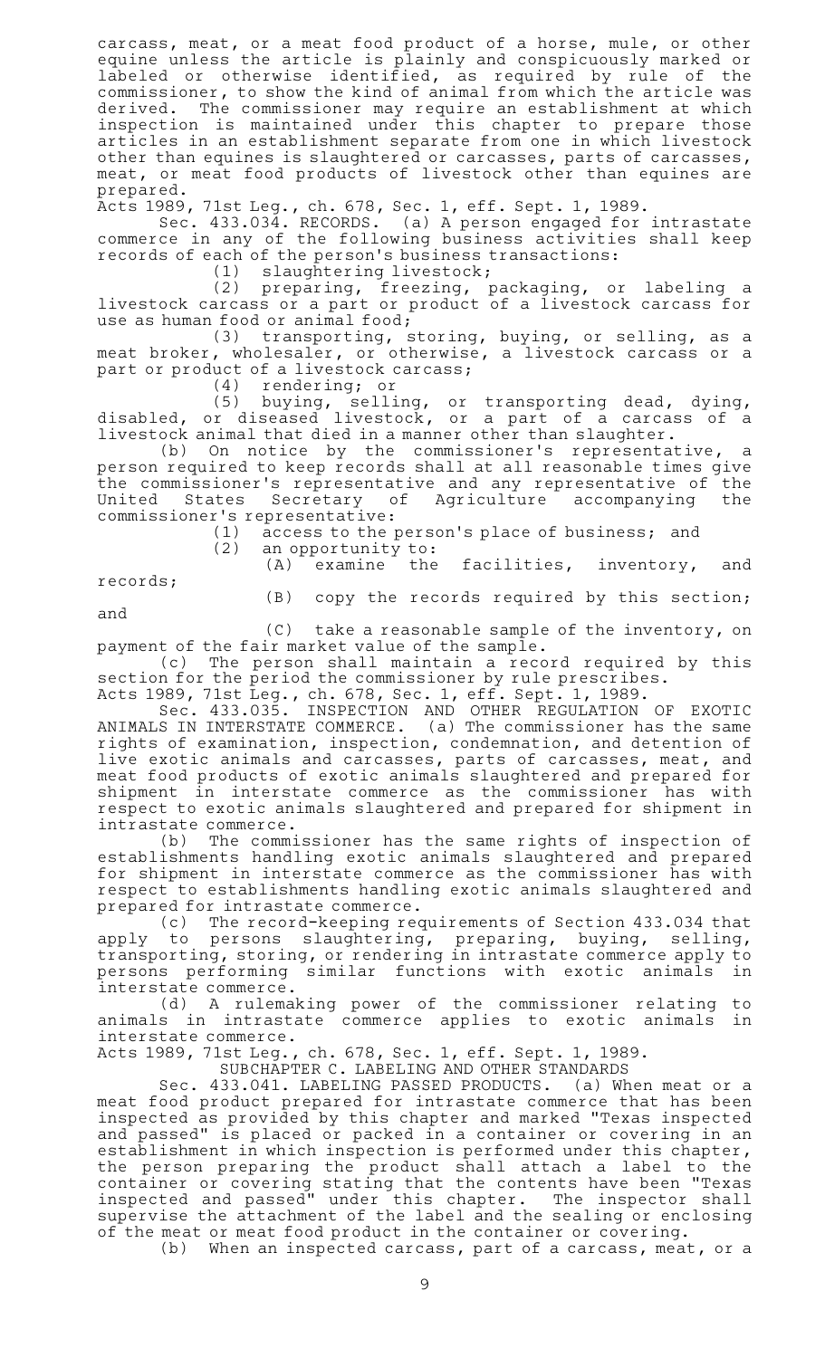carcass, meat, or a meat food product of a horse, mule, or other equine unless the article is plainly and conspicuously marked or labeled or otherwise identified, as required by rule of the commissioner, to show the kind of animal from which the article was derived. The commissioner may require an establishment at which inspection is maintained under this chapter to prepare those articles in an establishment separate from one in which livestock other than equines is slaughtered or carcasses, parts of carcasses, meat, or meat food products of livestock other than equines are prepared.

Acts 1989, 71st Leg., ch. 678, Sec. 1, eff. Sept. 1, 1989.

Sec. 433.034. RECORDS. (a) A person engaged for intrastate commerce in any of the following business activities shall keep records of each of the person's business transactions:

(1) slaughtering livestock;

(2) preparing, freezing, packaging, or labeling a livestock carcass or a part or product of a livestock carcass for use as human food or animal food;

(3) transporting, storing, buying, or selling, as a meat broker, wholesaler, or otherwise, a livestock carcass or a part or product of a livestock carcass;

(4) rendering; or

(5) buying, selling, or transporting dead, dying, disabled, or diseased livestock, or a part of a carcass of a livestock animal that died in a manner other than slaughter.

(b) On notice by the commissioner's representative, a person required to keep records shall at all reasonable times give the commissioner's representative and any representative of the United States Secretary of Agriculture accompanying the commissioner's representative:

(1) access to the person's place of business; and

(2) an opportunity to:

(A) examine the facilities, inventory, and records;

(B) copy the records required by this section; and

(C) take a reasonable sample of the inventory, on payment of the fair market value of the sample.

(c) The person shall maintain a record required by this section for the period the commissioner by rule prescribes.

Acts 1989, 71st Leg., ch. 678, Sec. 1, eff. Sept. 1, 1989.

Sec. 433.035. INSPECTION AND OTHER REGULATION OF EXOTIC ANIMALS IN INTERSTATE COMMERCE. (a) The commissioner has the same rights of examination, inspection, condemnation, and detention of live exotic animals and carcasses, parts of carcasses, meat, and meat food products of exotic animals slaughtered and prepared for shipment in interstate commerce as the commissioner has with respect to exotic animals slaughtered and prepared for shipment in intrastate commerce.

(b) The commissioner has the same rights of inspection of establishments handling exotic animals slaughtered and prepared for shipment in interstate commerce as the commissioner has with respect to establishments handling exotic animals slaughtered and prepared for intrastate commerce.

(c) The record-keeping requirements of Section 433.034 that apply to persons slaughtering, preparing, buying, selling, transporting, storing, or rendering in intrastate commerce apply to persons performing similar functions with exotic animals in interstate commerce.

(d) A rulemaking power of the commissioner relating to animals in intrastate commerce applies to exotic animals in interstate commerce.

Acts 1989, 71st Leg., ch. 678, Sec. 1, eff. Sept. 1, 1989.

SUBCHAPTER C. LABELING AND OTHER STANDARDS

Sec. 433.041. LABELING PASSED PRODUCTS. (a) When meat or a meat food product prepared for intrastate commerce that has been inspected as provided by this chapter and marked "Texas inspected and passed" is placed or packed in a container or covering in an establishment in which inspection is performed under this chapter, the person preparing the product shall attach a label to the container or covering stating that the contents have been "Texas inspected and passed" under this chapter. The inspector shall supervise the attachment of the label and the sealing or enclosing of the meat or meat food product in the container or covering.

(b) When an inspected carcass, part of a carcass, meat, or a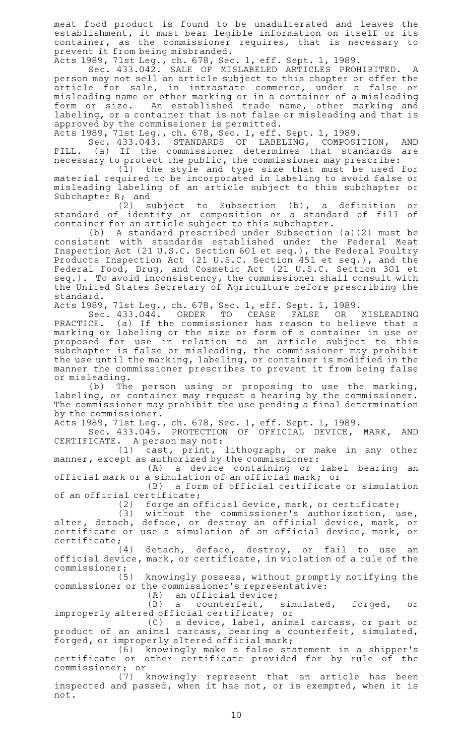meat food product is found to be unadulterated and leaves the establishment, it must bear legible information on itself or its container, as the commissioner requires, that is necessary to prevent it from being misbranded.

Acts 1989, 71st Leg., ch. 678, Sec. 1, eff. Sept. 1, 1989.

Sec. 433.042. SALE OF MISLABELED ARTICLES PROHIBITED. A person may not sell an article subject to this chapter or offer the article for sale, in intrastate commerce, under a false or misleading name or other marking or in a container of a misleading form or size. An established trade name, other marking and labeling, or a container that is not false or misleading and that is approved by the commissioner is permitted.

Acts 1989, 71st Leg., ch. 678, Sec. 1, eff. Sept. 1, 1989.

Sec. 433.043. STANDARDS OF LABELING, COMPOSITION, AND FILL. (a) If the commissioner determines that standards are necessary to protect the public, the commissioner may prescribe:

(1) the style and type size that must be used for material required to be incorporated in labeling to avoid false or misleading labeling of an article subject to this subchapter or Subchapter B; and

(2) subject to Subsection (b), a definition or standard of identity or composition or a standard of fill of container for an article subject to this subchapter.

(b) A standard prescribed under Subsection (a)(2) must be consistent with standards established under the Federal Meat Inspection Act (21 U.S.C. Section 601 et seq.), the Federal Poultry Products Inspection Act (21 U.S.C. Section 451 et seq.), and the Federal Food, Drug, and Cosmetic Act (21 U.S.C. Section 301 et seq.). To avoid inconsistency, the commissioner shall consult with the United States Secretary of Agriculture before prescribing the standard.

Acts 1989, 71st Leg., ch. 678, Sec. 1, eff. Sept. 1, 1989.

Sec. 433.044. ORDER TO CEASE FALSE OR MISLEADING PRACTICE. (a) If the commissioner has reason to believe that a marking or labeling or the size or form of a container in use or proposed for use in relation to an article subject to this subchapter is false or misleading, the commissioner may prohibit the use until the marking, labeling, or container is modified in the manner the commissioner prescribes to prevent it from being false or misleading.

(b) The person using or proposing to use the marking, labeling, or container may request a hearing by the commissioner. The commissioner may prohibit the use pending a final determination by the commissioner.

Acts 1989, 71st Leg., ch. 678, Sec. 1, eff. Sept. 1, 1989.

Sec. 433.045. PROTECTION OF OFFICIAL DEVICE, MARK, AND CERTIFICATE. A person may not:

(1) cast, print, lithograph, or make in any other manner, except as authorized by the commissioner:

(A) a device containing or label bearing an official mark or a simulation of an official mark; or

(B) a form of official certificate or simulation of an official certificate;

(2) forge an official device, mark, or certificate;

(3) without the commissioner's authorization, use, alter, detach, deface, or destroy an official device, mark, or certificate or use a simulation of an official device, mark, or certificate;

(4) detach, deface, destroy, or fail to use an official device, mark, or certificate, in violation of a rule of the commissioner;

(5) knowingly possess, without promptly notifying the commissioner or the commissioner's representative:

(A) an official device;

(B) a counterfeit, simulated, forged, or improperly altered official certificate; or

(C) a device, label, animal carcass, or part or product of an animal carcass, bearing a counterfeit, simulated, forged, or improperly altered official mark;

(6) knowingly make a false statement in a shipper's certificate or other certificate provided for by rule of the commissioner; or

(7) knowingly represent that an article has been inspected and passed, when it has not, or is exempted, when it is not.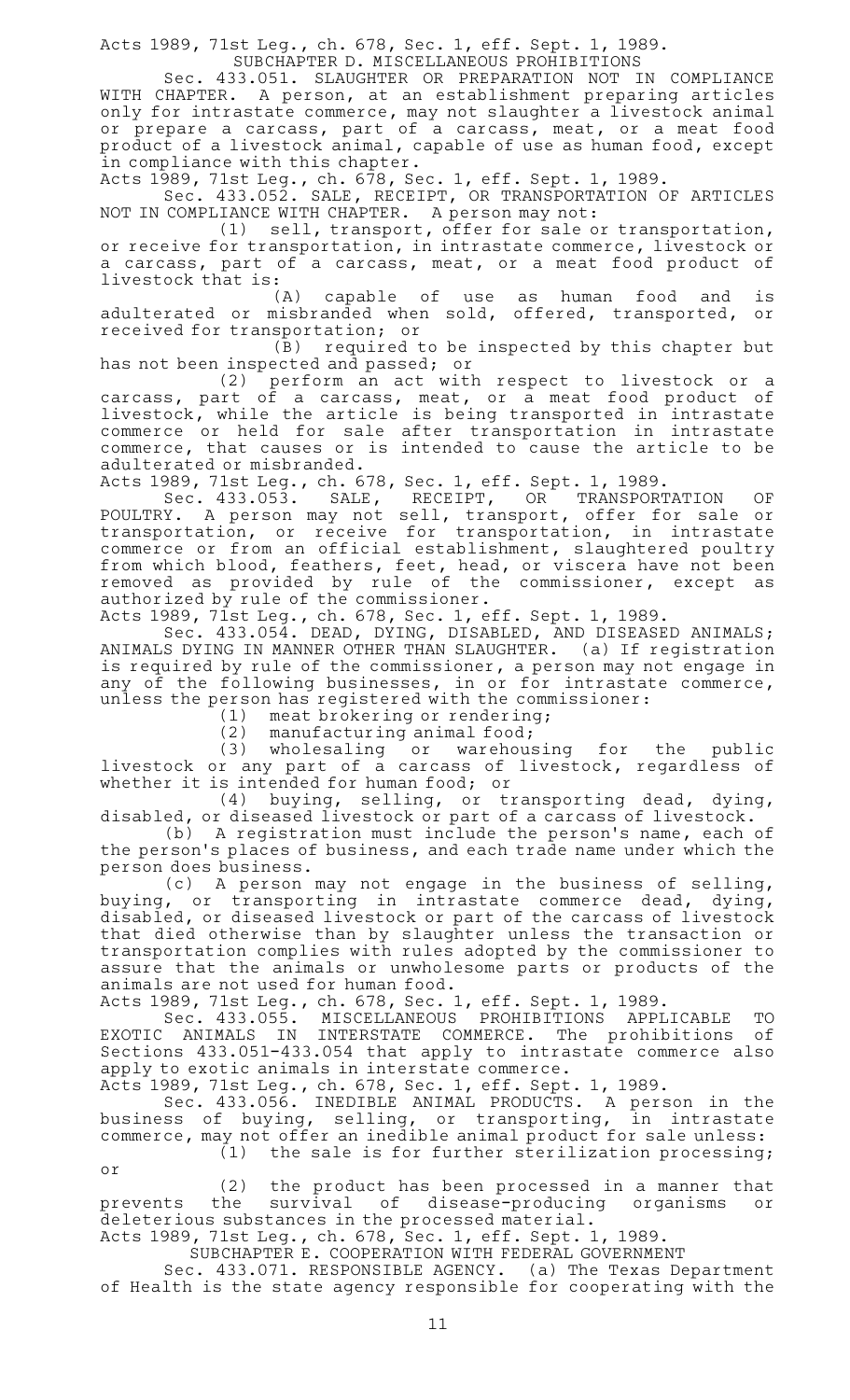Acts 1989, 71st Leg., ch. 678, Sec. 1, eff. Sept. 1, 1989.

SUBCHAPTER D. MISCELLANEOUS PROHIBITIONS

Sec. 433.051. SLAUGHTER OR PREPARATION NOT IN COMPLIANCE WITH CHAPTER. A person, at an establishment preparing articles only for intrastate commerce, may not slaughter a livestock animal or prepare a carcass, part of a carcass, meat, or a meat food product of a livestock animal, capable of use as human food, except in compliance with this chapter.

Acts 1989, 71st Leg., ch. 678, Sec. 1, eff. Sept. 1, 1989.

Sec. 433.052. SALE, RECEIPT, OR TRANSPORTATION OF ARTICLES NOT IN COMPLIANCE WITH CHAPTER. A person may not:

(1) sell, transport, offer for sale or transportation, or receive for transportation, in intrastate commerce, livestock or a carcass, part of a carcass, meat, or a meat food product of livestock that is:

(A) capable of use as human food and is adulterated or misbranded when sold, offered, transported, or received for transportation; or

(B) required to be inspected by this chapter but has not been inspected and passed; or

(2) perform an act with respect to livestock or a carcass, part of a carcass, meat, or a meat food product of livestock, while the article is being transported in intrastate commerce or held for sale after transportation in intrastate commerce, that causes or is intended to cause the article to be adulterated or misbranded.

Acts 1989, 71st Leg., ch. 678, Sec. 1, eff. Sept. 1, 1989.

Sec. 433.053. SALE, RECEIPT, OR TRANSPORTATION OF POULTRY. A person may not sell, transport, offer for sale or transportation, or receive for transportation, in intrastate commerce or from an official establishment, slaughtered poultry from which blood, feathers, feet, head, or viscera have not been removed as provided by rule of the commissioner, except as authorized by rule of the commissioner.

Acts 1989, 71st Leg., ch. 678, Sec. 1, eff. Sept. 1, 1989.

Sec. 433.054. DEAD, DYING, DISABLED, AND DISEASED ANIMALS; ANIMALS DYING IN MANNER OTHER THAN SLAUGHTER. (a) If registration is required by rule of the commissioner, a person may not engage in any of the following businesses, in or for intrastate commerce, unless the person has registered with the commissioner:

(1) meat brokering or rendering;

(2) manufacturing animal food;

(3) wholesaling or warehousing for the public livestock or any part of a carcass of livestock, regardless of whether it is intended for human food; or

(4) buying, selling, or transporting dead, dying, disabled, or diseased livestock or part of a carcass of livestock.

(b) A registration must include the person's name, each of the person's places of business, and each trade name under which the person does business.

(c) A person may not engage in the business of selling, buying, or transporting in intrastate commerce dead, dying, disabled, or diseased livestock or part of the carcass of livestock that died otherwise than by slaughter unless the transaction or transportation complies with rules adopted by the commissioner to assure that the animals or unwholesome parts or products of the animals are not used for human food.

Acts 1989, 71st Leg., ch. 678, Sec. 1, eff. Sept. 1, 1989.

Sec. 433.055. MISCELLANEOUS PROHIBITIONS APPLICABLE TO EXOTIC ANIMALS IN INTERSTATE COMMERCE. The prohibitions of Sections 433.051-433.054 that apply to intrastate commerce also apply to exotic animals in interstate commerce.

Acts 1989, 71st Leg., ch. 678, Sec. 1, eff. Sept. 1, 1989.

Sec. 433.056. INEDIBLE ANIMAL PRODUCTS. A person in the business of buying, selling, or transporting, in intrastate commerce, may not offer an inedible animal product for sale unless:

(1) the sale is for further sterilization processing; or

(2) the product has been processed in a manner that prevents the survival of disease-producing organisms or deleterious substances in the processed material.

Acts 1989, 71st Leg., ch. 678, Sec. 1, eff. Sept. 1, 1989.

SUBCHAPTER E. COOPERATION WITH FEDERAL GOVERNMENT

Sec. 433.071. RESPONSIBLE AGENCY. (a) The Texas Department of Health is the state agency responsible for cooperating with the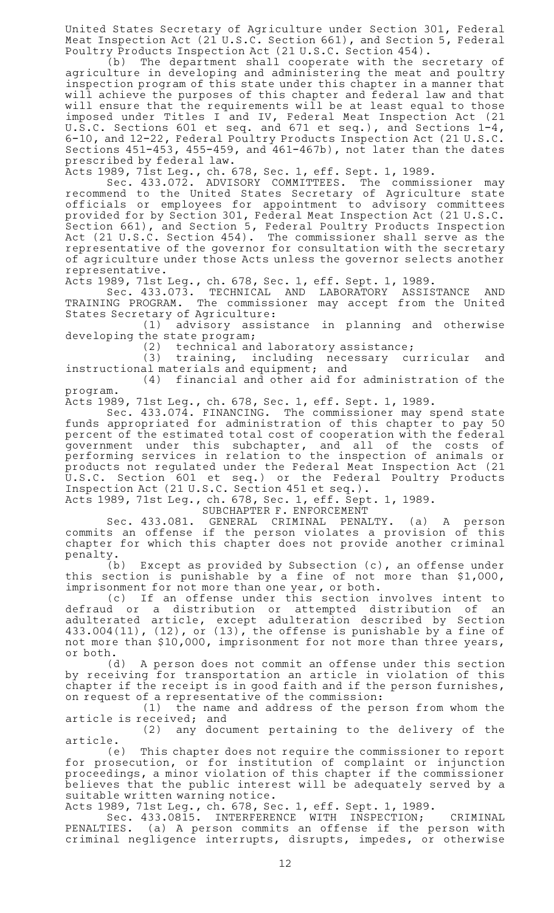United States Secretary of Agriculture under Section 301, Federal Meat Inspection Act (21 U.S.C. Section 661), and Section 5, Federal Poultry Products Inspection Act (21 U.S.C. Section 454).

(b) The department shall cooperate with the secretary of agriculture in developing and administering the meat and poultry inspection program of this state under this chapter in a manner that will achieve the purposes of this chapter and federal law and that will ensure that the requirements will be at least equal to those imposed under Titles I and IV, Federal Meat Inspection Act (21 U.S.C. Sections 601 et seq. and 671 et seq.), and Sections 1-4, 6-10, and 12-22, Federal Poultry Products Inspection Act (21 U.S.C. Sections 451-453, 455-459, and 461-467b), not later than the dates prescribed by federal law.

Acts 1989, 71st Leg., ch. 678, Sec. 1, eff. Sept. 1, 1989.

Sec. 433.072. ADVISORY COMMITTEES. The commissioner may recommend to the United States Secretary of Agriculture state officials or employees for appointment to advisory committees provided for by Section 301, Federal Meat Inspection Act (21 U.S.C. Section 661), and Section 5, Federal Poultry Products Inspection Act (21 U.S.C. Section 454). The commissioner shall serve as the representative of the governor for consultation with the secretary of agriculture under those Acts unless the governor selects another representative.

Acts 1989, 71st Leg., ch. 678, Sec. 1, eff. Sept. 1, 1989.

Sec. 433.073. TECHNICAL AND LABORATORY ASSISTANCE AND TRAINING PROGRAM. The commissioner may accept from the United States Secretary of Agriculture:

(1) advisory assistance in planning and otherwise developing the state program;

(2) technical and laboratory assistance;

(3) training, including necessary curricular and instructional materials and equipment; and

(4) financial and other aid for administration of the program.

Acts 1989, 71st Leg., ch. 678, Sec. 1, eff. Sept. 1, 1989.

Sec. 433.074. FINANCING. The commissioner may spend state funds appropriated for administration of this chapter to pay 50 percent of the estimated total cost of cooperation with the federal government under this subchapter, and all of the costs of performing services in relation to the inspection of animals or products not regulated under the Federal Meat Inspection Act (21 U.S.C. Section 601 et seq.) or the Federal Poultry Products Inspection Act (21 U.S.C. Section 451 et seq.).

Acts 1989, 71st Leg., ch. 678, Sec. 1, eff. Sept. 1, 1989.

SUBCHAPTER F. ENFORCEMENT

Sec. 433.081. GENERAL CRIMINAL PENALTY. (a) A person commits an offense if the person violates a provision of this chapter for which this chapter does not provide another criminal penalty.

(b) Except as provided by Subsection (c), an offense under this section is punishable by a fine of not more than $1,000, imprisonment for not more than one year, or both.

(c) If an offense under this section involves intent to defraud or a distribution or attempted distribution of an adulterated article, except adulteration described by Section 433.004(11), (12), or (13), the offense is punishable by a fine of not more than $10,000, imprisonment for not more than three years, or both.

(d) A person does not commit an offense under this section by receiving for transportation an article in violation of this chapter if the receipt is in good faith and if the person furnishes, on request of a representative of the commission:

(1) the name and address of the person from whom the article is received; and

(2) any document pertaining to the delivery of the article.

(e) This chapter does not require the commissioner to report for prosecution, or for institution of complaint or injunction proceedings, a minor violation of this chapter if the commissioner believes that the public interest will be adequately served by a suitable written warning notice.

Acts 1989, 71st Leg., ch. 678, Sec. 1, eff. Sept. 1, 1989.

Sec. 433.0815. INTERFERENCE WITH INSPECTION; CRIMINAL PENALTIES. (a) A person commits an offense if the person with criminal negligence interrupts, disrupts, impedes, or otherwise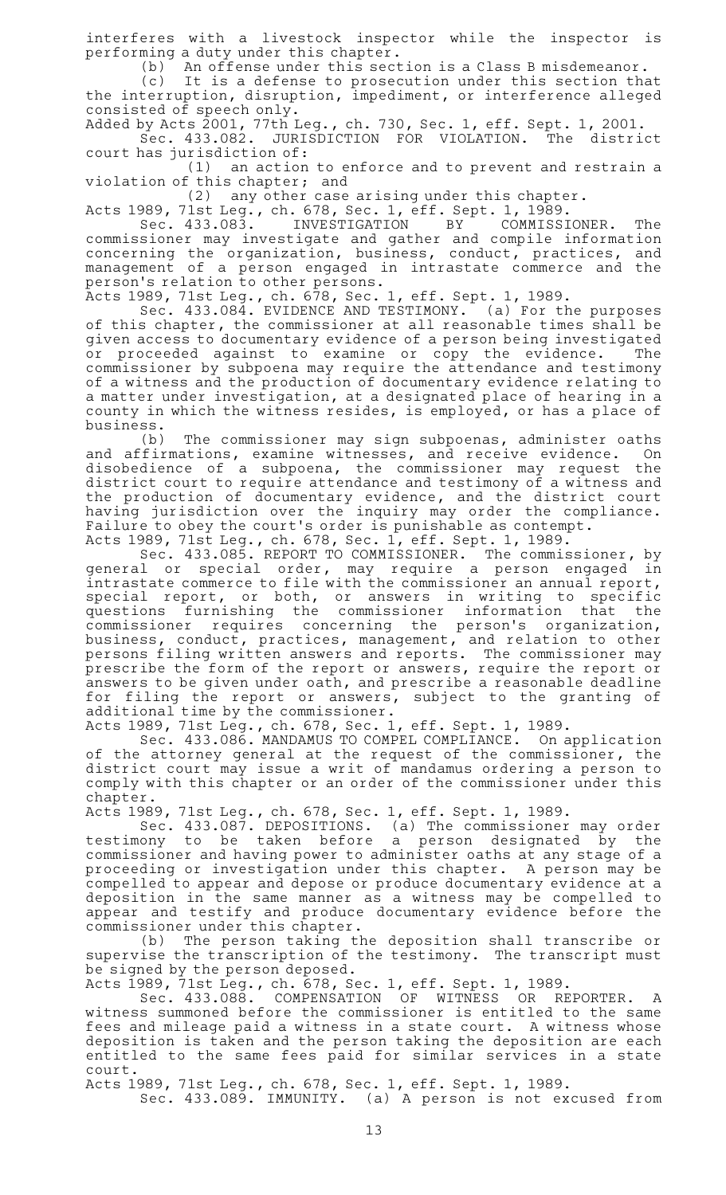interferes with a livestock inspector while the inspector is performing a duty under this chapter.

(b) An offense under this section is a Class B misdemeanor.

(c) It is a defense to prosecution under this section that the interruption, disruption, impediment, or interference alleged consisted of speech only.

Added by Acts 2001, 77th Leg., ch. 730, Sec. 1, eff. Sept. 1, 2001.

Sec. 433.082. JURISDICTION FOR VIOLATION. The district court has jurisdiction of:

(1) an action to enforce and to prevent and restrain a violation of this chapter; and

(2) any other case arising under this chapter.

Acts 1989, 71st Leg., ch. 678, Sec. 1, eff. Sept. 1, 1989.

Sec. 433.083. INVESTIGATION BY COMMISSIONER. The commissioner may investigate and gather and compile information concerning the organization, business, conduct, practices, and management of a person engaged in intrastate commerce and the person's relation to other persons.

Acts 1989, 71st Leg., ch. 678, Sec. 1, eff. Sept. 1, 1989.

Sec. 433.084. EVIDENCE AND TESTIMONY. (a) For the purposes of this chapter, the commissioner at all reasonable times shall be given access to documentary evidence of a person being investigated or proceeded against to examine or copy the evidence. The commissioner by subpoena may require the attendance and testimony of a witness and the production of documentary evidence relating to a matter under investigation, at a designated place of hearing in a county in which the witness resides, is employed, or has a place of business.

(b) The commissioner may sign subpoenas, administer oaths and affirmations, examine witnesses, and receive evidence. On disobedience of a subpoena, the commissioner may request the district court to require attendance and testimony of a witness and the production of documentary evidence, and the district court having jurisdiction over the inquiry may order the compliance. Failure to obey the court's order is punishable as contempt.

Acts 1989, 71st Leg., ch. 678, Sec. 1, eff. Sept. 1, 1989.

Sec. 433.085. REPORT TO COMMISSIONER. The commissioner, by general or special order, may require a person engaged in intrastate commerce to file with the commissioner an annual report, special report, or both, or answers in writing to specific questions furnishing the commissioner information that the commissioner requires concerning the person's organization, business, conduct, practices, management, and relation to other persons filing written answers and reports. The commissioner may prescribe the form of the report or answers, require the report or answers to be given under oath, and prescribe a reasonable deadline for filing the report or answers, subject to the granting of additional time by the commissioner.

Acts 1989, 71st Leg., ch. 678, Sec. 1, eff. Sept. 1, 1989.

Sec. 433.086. MANDAMUS TO COMPEL COMPLIANCE. On application of the attorney general at the request of the commissioner, the district court may issue a writ of mandamus ordering a person to comply with this chapter or an order of the commissioner under this chapter.

Acts 1989, 71st Leg., ch. 678, Sec. 1, eff. Sept. 1, 1989.

Sec. 433.087. DEPOSITIONS. (a) The commissioner may order testimony to be taken before a person designated by the commissioner and having power to administer oaths at any stage of a proceeding or investigation under this chapter. A person may be compelled to appear and depose or produce documentary evidence at a deposition in the same manner as a witness may be compelled to appear and testify and produce documentary evidence before the commissioner under this chapter.

(b) The person taking the deposition shall transcribe or supervise the transcription of the testimony. The transcript must be signed by the person deposed.

Acts 1989, 71st Leg., ch. 678, Sec. 1, eff. Sept. 1, 1989.

Sec. 433.088. COMPENSATION OF WITNESS OR REPORTER. A witness summoned before the commissioner is entitled to the same fees and mileage paid a witness in a state court. A witness whose deposition is taken and the person taking the deposition are each entitled to the same fees paid for similar services in a state court.

Acts 1989, 71st Leg., ch. 678, Sec. 1, eff. Sept. 1, 1989.

Sec. 433.089. IMMUNITY. (a) A person is not excused from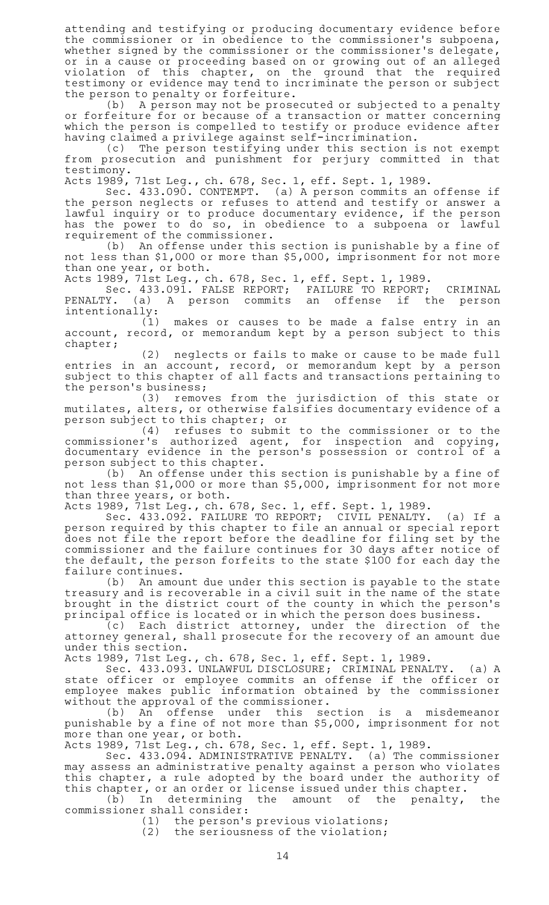attending and testifying or producing documentary evidence before the commissioner or in obedience to the commissioner's subpoena, whether signed by the commissioner or the commissioner's delegate, or in a cause or proceeding based on or growing out of an alleged violation of this chapter, on the ground that the required testimony or evidence may tend to incriminate the person or subject the person to penalty or forfeiture.

(b) A person may not be prosecuted or subjected to a penalty or forfeiture for or because of a transaction or matter concerning which the person is compelled to testify or produce evidence after having claimed a privilege against self-incrimination.

(c) The person testifying under this section is not exempt from prosecution and punishment for perjury committed in that testimony.

Acts 1989, 71st Leg., ch. 678, Sec. 1, eff. Sept. 1, 1989.

Sec. 433.090. CONTEMPT. (a) A person commits an offense if the person neglects or refuses to attend and testify or answer a lawful inquiry or to produce documentary evidence, if the person has the power to do so, in obedience to a subpoena or lawful requirement of the commissioner.

(b) An offense under this section is punishable by a fine of not less than $1,000 or more than $5,000, imprisonment for not more than one year, or both.

Acts 1989, 71st Leg., ch. 678, Sec. 1, eff. Sept. 1, 1989.

Sec. 433.091. FALSE REPORT; FAILURE TO REPORT; CRIMINAL PENALTY. (a) A person commits an offense if the person intentionally:

(1) makes or causes to be made a false entry in an account, record, or memorandum kept by a person subject to this chapter;

(2) neglects or fails to make or cause to be made full entries in an account, record, or memorandum kept by a person subject to this chapter of all facts and transactions pertaining to the person's business;

(3) removes from the jurisdiction of this state or mutilates, alters, or otherwise falsifies documentary evidence of a person subject to this chapter; or

(4) refuses to submit to the commissioner or to the commissioner's authorized agent, for inspection and copying, documentary evidence in the person's possession or control of a person subject to this chapter.

(b) An offense under this section is punishable by a fine of not less than $1,000 or more than $5,000, imprisonment for not more than three years, or both.

Acts 1989, 71st Leg., ch. 678, Sec. 1, eff. Sept. 1, 1989.

Sec. 433.092. FAILURE TO REPORT; CIVIL PENALTY. (a) If a person required by this chapter to file an annual or special report does not file the report before the deadline for filing set by the commissioner and the failure continues for 30 days after notice of the default, the person forfeits to the state $100 for each day the failure continues.

(b) An amount due under this section is payable to the state treasury and is recoverable in a civil suit in the name of the state brought in the district court of the county in which the person's principal office is located or in which the person does business.

(c) Each district attorney, under the direction of the attorney general, shall prosecute for the recovery of an amount due under this section.

Acts 1989, 71st Leg., ch. 678, Sec. 1, eff. Sept. 1, 1989.

Sec. 433.093. UNLAWFUL DISCLOSURE; CRIMINAL PENALTY. (a) A state officer or employee commits an offense if the officer or employee makes public information obtained by the commissioner without the approval of the commissioner.

(b) An offense under this section is a misdemeanor punishable by a fine of not more than $5,000, imprisonment for not more than one year, or both.

Acts 1989, 71st Leg., ch. 678, Sec. 1, eff. Sept. 1, 1989.

Sec. 433.094. ADMINISTRATIVE PENALTY. (a) The commissioner may assess an administrative penalty against a person who violates this chapter, a rule adopted by the board under the authority of this chapter, or an order or license issued under this chapter.

(b) In determining the amount of the penalty, the commissioner shall consider:

(1) the person's previous violations;

(2) the seriousness of the violation;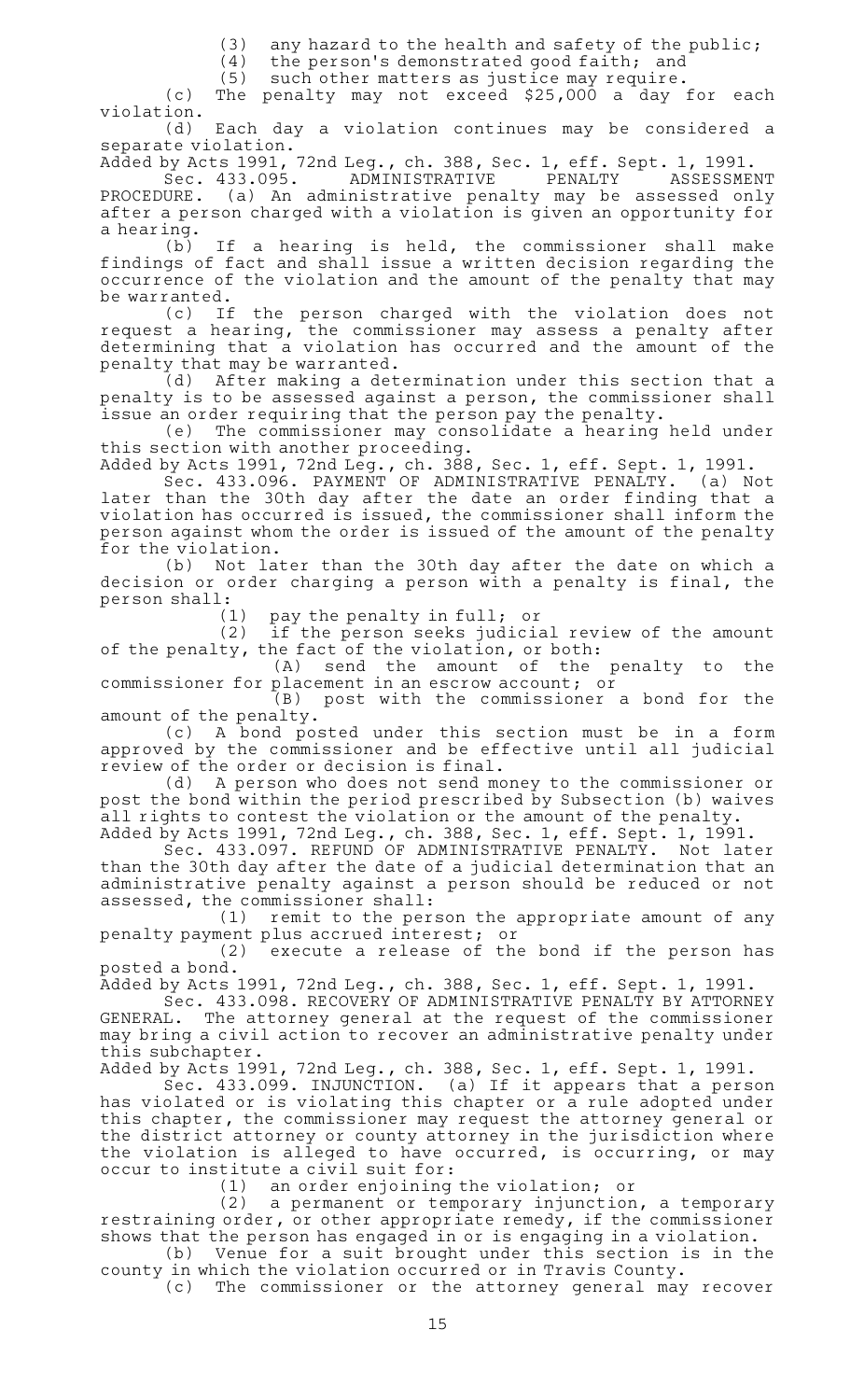(3) any hazard to the health and safety of the public;

(4) the person's demonstrated good faith; and

(5) such other matters as justice may require.

(c) The penalty may not exceed $25,000 a day for each violation.

(d) Each day a violation continues may be considered a separate violation.

Added by Acts 1991, 72nd Leg., ch. 388, Sec. 1, eff. Sept. 1, 1991.

Sec. 433.095. ADMINISTRATIVE PENALTY ASSESSMENT PROCEDURE. (a) An administrative penalty may be assessed only after a person charged with a violation is given an opportunity for a hearing.

(b) If a hearing is held, the commissioner shall make findings of fact and shall issue a written decision regarding the occurrence of the violation and the amount of the penalty that may be warranted.

(c) If the person charged with the violation does not request a hearing, the commissioner may assess a penalty after determining that a violation has occurred and the amount of the penalty that may be warranted.

(d) After making a determination under this section that a penalty is to be assessed against a person, the commissioner shall issue an order requiring that the person pay the penalty.

(e) The commissioner may consolidate a hearing held under this section with another proceeding.

Added by Acts 1991, 72nd Leg., ch. 388, Sec. 1, eff. Sept. 1, 1991.

Sec. 433.096. PAYMENT OF ADMINISTRATIVE PENALTY. (a) Not later than the 30th day after the date an order finding that a violation has occurred is issued, the commissioner shall inform the person against whom the order is issued of the amount of the penalty for the violation.

(b) Not later than the 30th day after the date on which a decision or order charging a person with a penalty is final, the person shall:

(1) pay the penalty in full; or

(2) if the person seeks judicial review of the amount of the penalty, the fact of the violation, or both:

(A) send the amount of the penalty to the commissioner for placement in an escrow account; or

(B) post with the commissioner a bond for the amount of the penalty.

(c) A bond posted under this section must be in a form approved by the commissioner and be effective until all judicial review of the order or decision is final.

(d) A person who does not send money to the commissioner or post the bond within the period prescribed by Subsection (b) waives all rights to contest the violation or the amount of the penalty.

Added by Acts 1991, 72nd Leg., ch. 388, Sec. 1, eff. Sept. 1, 1991.

Sec. 433.097. REFUND OF ADMINISTRATIVE PENALTY. Not later than the 30th day after the date of a judicial determination that an administrative penalty against a person should be reduced or not assessed, the commissioner shall:

(1) remit to the person the appropriate amount of any penalty payment plus accrued interest; or

(2) execute a release of the bond if the person has posted a bond.

Added by Acts 1991, 72nd Leg., ch. 388, Sec. 1, eff. Sept. 1, 1991.

Sec. 433.098. RECOVERY OF ADMINISTRATIVE PENALTY BY ATTORNEY GENERAL. The attorney general at the request of the commissioner may bring a civil action to recover an administrative penalty under this subchapter.

Added by Acts 1991, 72nd Leg., ch. 388, Sec. 1, eff. Sept. 1, 1991.

Sec. 433.099. INJUNCTION. (a) If it appears that a person has violated or is violating this chapter or a rule adopted under this chapter, the commissioner may request the attorney general or the district attorney or county attorney in the jurisdiction where the violation is alleged to have occurred, is occurring, or may occur to institute a civil suit for:

(1) an order enjoining the violation; or

(2) a permanent or temporary injunction, a temporary restraining order, or other appropriate remedy, if the commissioner shows that the person has engaged in or is engaging in a violation.

(b) Venue for a suit brought under this section is in the county in which the violation occurred or in Travis County.

(c) The commissioner or the attorney general may recover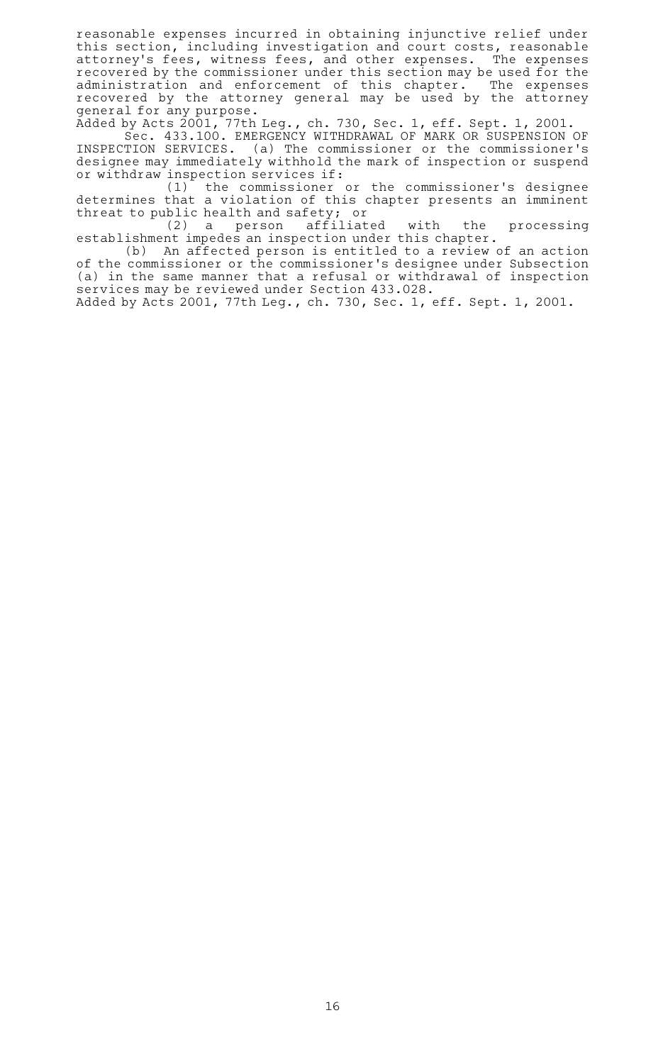reasonable expenses incurred in obtaining injunctive relief under this section, including investigation and court costs, reasonable attorney's fees, witness fees, and other expenses. The expenses recovered by the commissioner under this section may be used for the administration and enforcement of this chapter. The expenses recovered by the attorney general may be used by the attorney general for any purpose.

Added by Acts 2001, 77th Leg., ch. 730, Sec. 1, eff. Sept. 1, 2001.

Sec. 433.100. EMERGENCY WITHDRAWAL OF MARK OR SUSPENSION OF INSPECTION SERVICES. (a) The commissioner or the commissioner's designee may immediately withhold the mark of inspection or suspend or withdraw inspection services if:

(1) the commissioner or the commissioner's designee determines that a violation of this chapter presents an imminent threat to public health and safety; or

(2) a person affiliated with the processing establishment impedes an inspection under this chapter.

(b) An affected person is entitled to a review of an action of the commissioner or the commissioner's designee under Subsection (a) in the same manner that a refusal or withdrawal of inspection services may be reviewed under Section 433.028.

Added by Acts 2001, 77th Leg., ch. 730, Sec. 1, eff. Sept. 1, 2001.